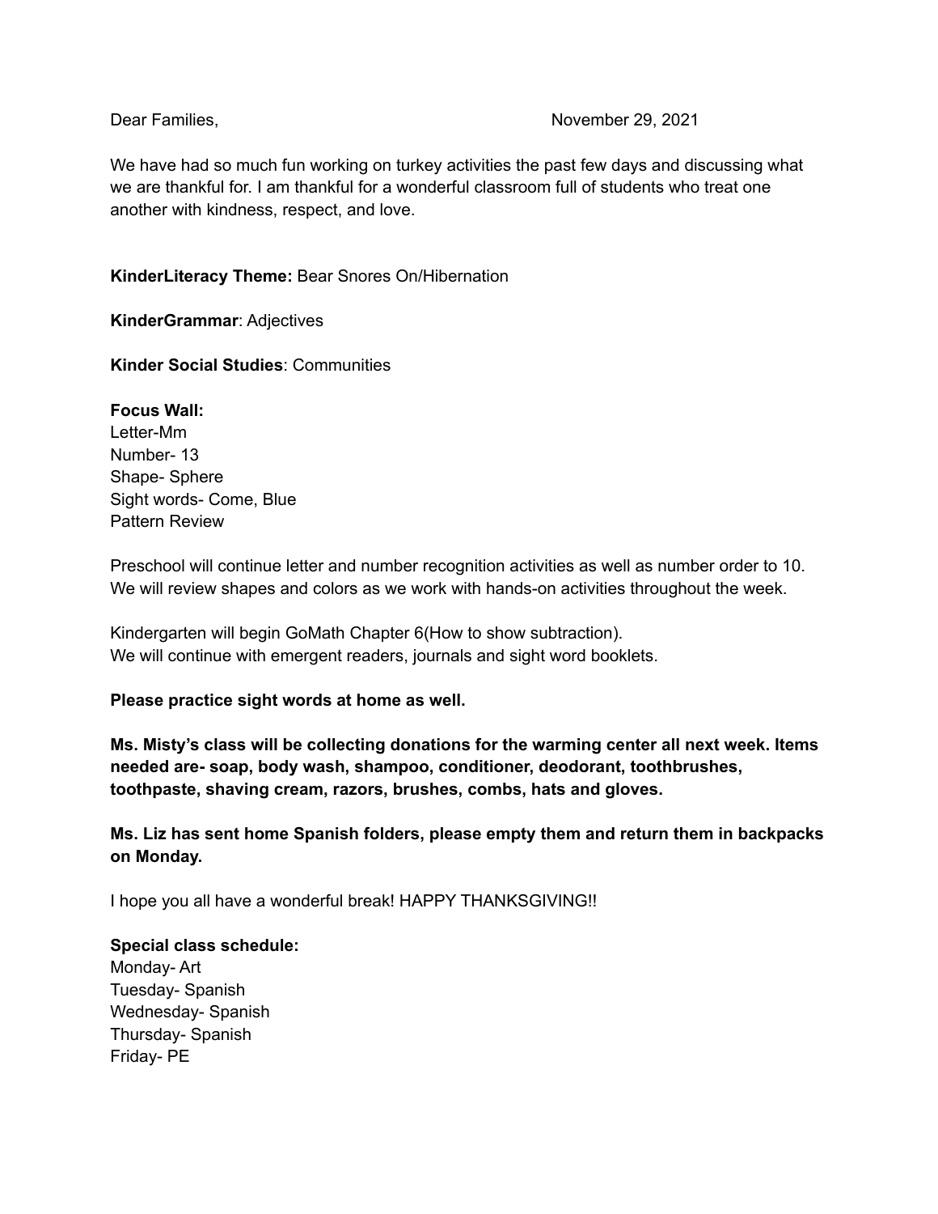Dear Families, November 29, 2021

We have had so much fun working on turkey activities the past few days and discussing what we are thankful for. I am thankful for a wonderful classroom full of students who treat one another with kindness, respect, and love.

**KinderLiteracy Theme:** Bear Snores On/Hibernation

**KinderGrammar**: Adjectives

**Kinder Social Studies**: Communities

**Focus Wall:**
Letter-Mm
Number- 13
Shape- Sphere
Sight words- Come, Blue
Pattern Review

Preschool will continue letter and number recognition activities as well as number order to 10. We will review shapes and colors as we work with hands-on activities throughout the week.

Kindergarten will begin GoMath Chapter 6(How to show subtraction).
We will continue with emergent readers, journals and sight word booklets.

**Please practice sight words at home as well.**

**Ms. Misty's class will be collecting donations for the warming center all next week. Items needed are- soap, body wash, shampoo, conditioner, deodorant, toothbrushes, toothpaste, shaving cream, razors, brushes, combs, hats and gloves.**

**Ms. Liz has sent home Spanish folders, please empty them and return them in backpacks on Monday.**

I hope you all have a wonderful break! HAPPY THANKSGIVING!!

**Special class schedule:**
Monday- Art
Tuesday- Spanish
Wednesday- Spanish
Thursday- Spanish
Friday- PE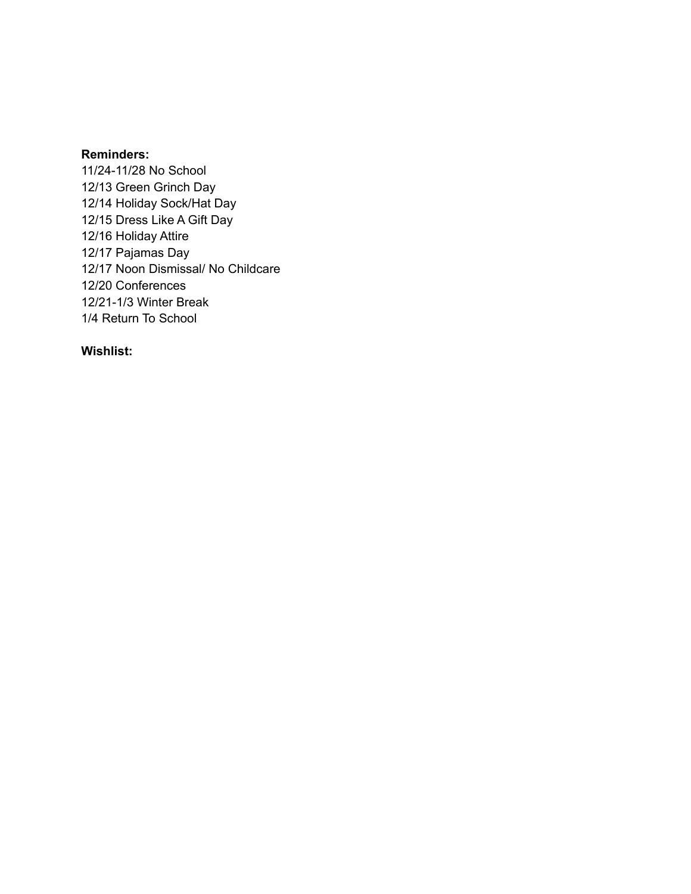**Reminders:**

11/24-11/28 No School
12/13 Green Grinch Day
12/14 Holiday Sock/Hat Day
12/15 Dress Like A Gift Day
12/16 Holiday Attire
12/17 Pajamas Day
12/17 Noon Dismissal/ No Childcare
12/20 Conferences
12/21-1/3 Winter Break
1/4 Return To School

**Wishlist:**